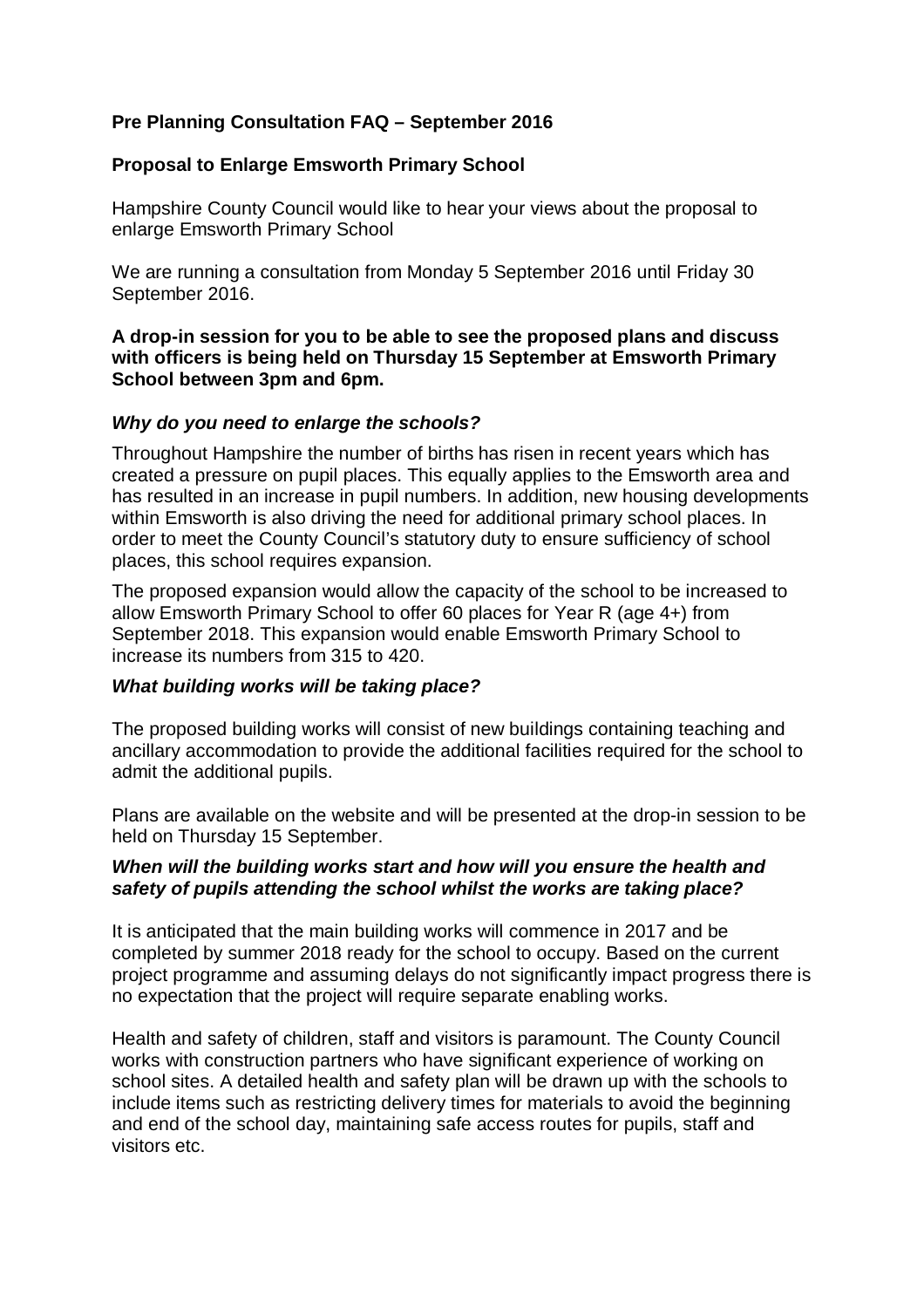**Pre Planning Consultation FAQ – September 2016**

**Proposal to Enlarge Emsworth Primary School**

Hampshire County Council would like to hear your views about the proposal to enlarge Emsworth Primary School

We are running a consultation from Monday 5 September 2016 until Friday 30 September 2016.

**A drop-in session for you to be able to see the proposed plans and discuss with officers is being held on Thursday 15 September at Emsworth Primary School between 3pm and 6pm.**

***Why do you need to enlarge the schools?***

Throughout Hampshire the number of births has risen in recent years which has created a pressure on pupil places. This equally applies to the Emsworth area and has resulted in an increase in pupil numbers. In addition, new housing developments within Emsworth is also driving the need for additional primary school places. In order to meet the County Council's statutory duty to ensure sufficiency of school places, this school requires expansion.

The proposed expansion would allow the capacity of the school to be increased to allow Emsworth Primary School to offer 60 places for Year R (age 4+) from September 2018. This expansion would enable Emsworth Primary School to increase its numbers from 315 to 420.

***What building works will be taking place?***

The proposed building works will consist of new buildings containing teaching and ancillary accommodation to provide the additional facilities required for the school to admit the additional pupils.

Plans are available on the website and will be presented at the drop-in session to be held on Thursday 15 September.

***When will the building works start and how will you ensure the health and safety of pupils attending the school whilst the works are taking place?***

It is anticipated that the main building works will commence in 2017 and be completed by summer 2018 ready for the school to occupy. Based on the current project programme and assuming delays do not significantly impact progress there is no expectation that the project will require separate enabling works.

Health and safety of children, staff and visitors is paramount. The County Council works with construction partners who have significant experience of working on school sites. A detailed health and safety plan will be drawn up with the schools to include items such as restricting delivery times for materials to avoid the beginning and end of the school day, maintaining safe access routes for pupils, staff and visitors etc.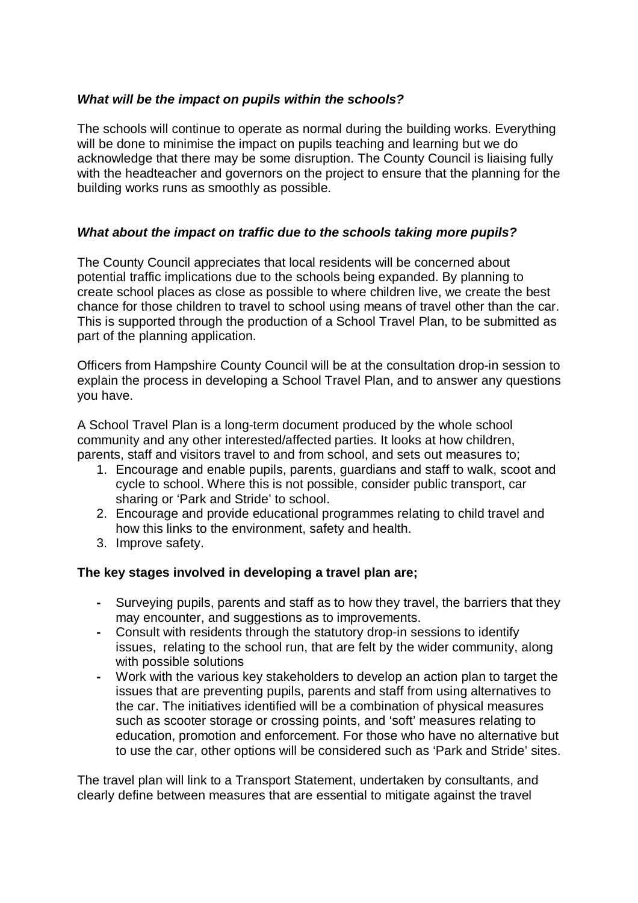***What will be the impact on pupils within the schools?***

The schools will continue to operate as normal during the building works. Everything will be done to minimise the impact on pupils teaching and learning but we do acknowledge that there may be some disruption. The County Council is liaising fully with the headteacher and governors on the project to ensure that the planning for the building works runs as smoothly as possible.

***What about the impact on traffic due to the schools taking more pupils?***

The County Council appreciates that local residents will be concerned about potential traffic implications due to the schools being expanded. By planning to create school places as close as possible to where children live, we create the best chance for those children to travel to school using means of travel other than the car. This is supported through the production of a School Travel Plan, to be submitted as part of the planning application.

Officers from Hampshire County Council will be at the consultation drop-in session to explain the process in developing a School Travel Plan, and to answer any questions you have.

A School Travel Plan is a long-term document produced by the whole school community and any other interested/affected parties. It looks at how children, parents, staff and visitors travel to and from school, and sets out measures to;

1. Encourage and enable pupils, parents, guardians and staff to walk, scoot and cycle to school. Where this is not possible, consider public transport, car sharing or 'Park and Stride' to school.
2. Encourage and provide educational programmes relating to child travel and how this links to the environment, safety and health.
3. Improve safety.

**The key stages involved in developing a travel plan are;**

- Surveying pupils, parents and staff as to how they travel, the barriers that they may encounter, and suggestions as to improvements.
- Consult with residents through the statutory drop-in sessions to identify issues, relating to the school run, that are felt by the wider community, along with possible solutions
- Work with the various key stakeholders to develop an action plan to target the issues that are preventing pupils, parents and staff from using alternatives to the car. The initiatives identified will be a combination of physical measures such as scooter storage or crossing points, and 'soft' measures relating to education, promotion and enforcement. For those who have no alternative but to use the car, other options will be considered such as 'Park and Stride' sites.

The travel plan will link to a Transport Statement, undertaken by consultants, and clearly define between measures that are essential to mitigate against the travel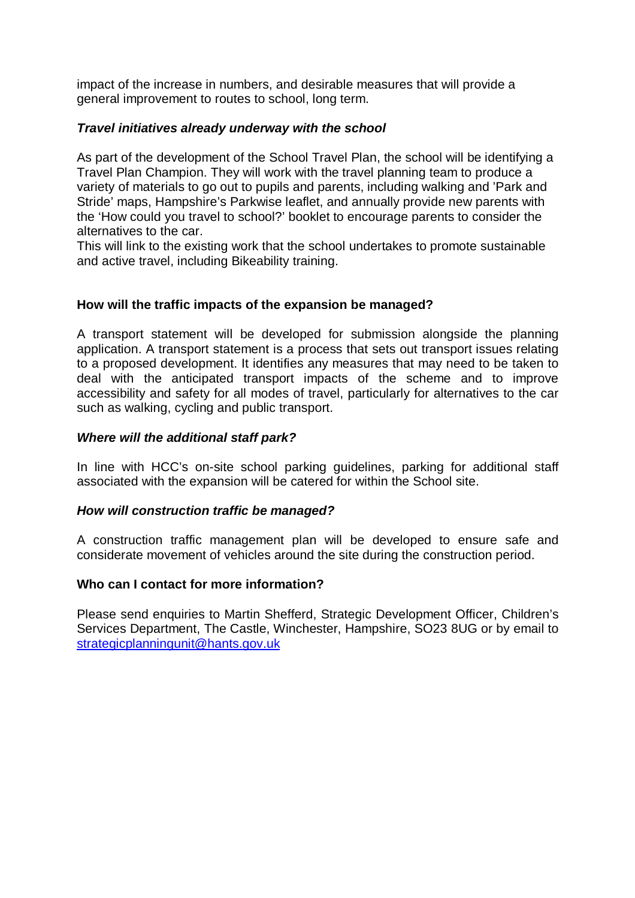impact of the increase in numbers, and desirable measures that will provide a general improvement to routes to school, long term.

### ***Travel initiatives already underway with the school***

As part of the development of the School Travel Plan, the school will be identifying a Travel Plan Champion. They will work with the travel planning team to produce a variety of materials to go out to pupils and parents, including walking and 'Park and Stride' maps, Hampshire's Parkwise leaflet, and annually provide new parents with the 'How could you travel to school?' booklet to encourage parents to consider the alternatives to the car.

This will link to the existing work that the school undertakes to promote sustainable and active travel, including Bikeability training.

## **How will the traffic impacts of the expansion be managed?**

A transport statement will be developed for submission alongside the planning application. A transport statement is a process that sets out transport issues relating to a proposed development. It identifies any measures that may need to be taken to deal with the anticipated transport impacts of the scheme and to improve accessibility and safety for all modes of travel, particularly for alternatives to the car such as walking, cycling and public transport.

### ***Where will the additional staff park?***

In line with HCC's on-site school parking guidelines, parking for additional staff associated with the expansion will be catered for within the School site.

### ***How will construction traffic be managed?***

A construction traffic management plan will be developed to ensure safe and considerate movement of vehicles around the site during the construction period.

## **Who can I contact for more information?**

Please send enquiries to Martin Shefferd, Strategic Development Officer, Children's Services Department, The Castle, Winchester, Hampshire, SO23 8UG or by email to strategicplanningunit@hants.gov.uk